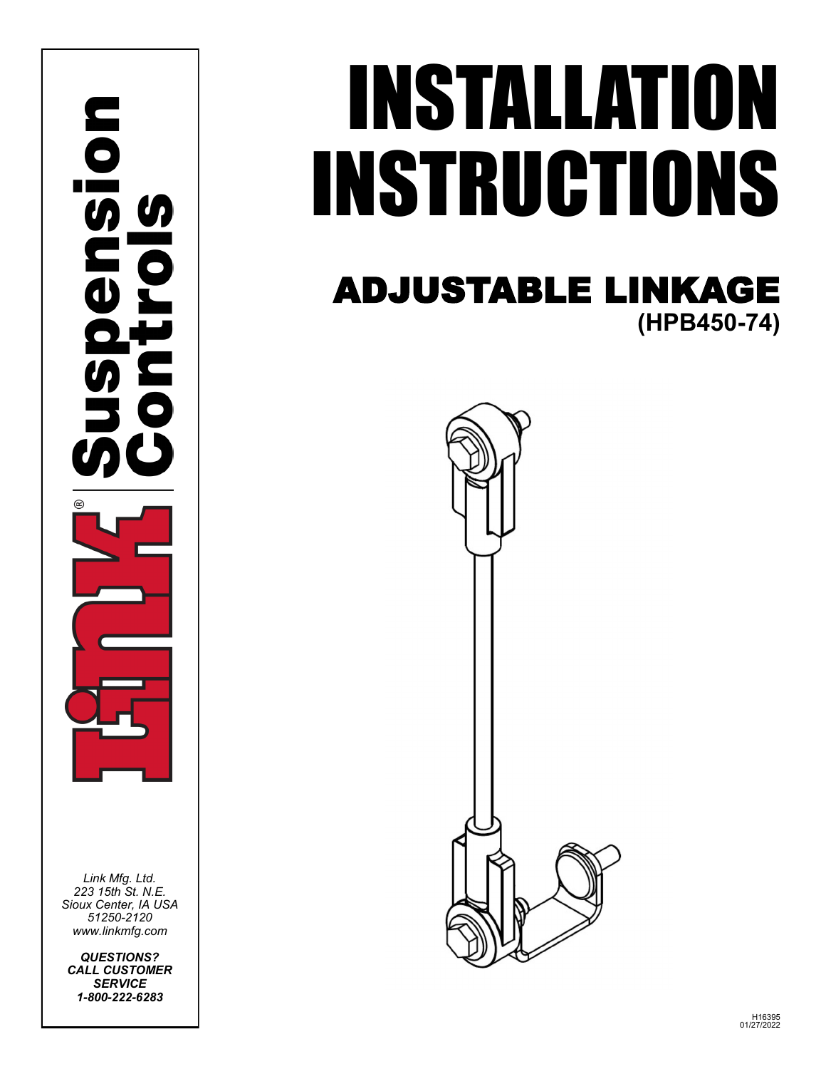Link® Suspension Controls

# INSTALLATION INSTRUCTIONS

## ADJUSTABLE LINKAGE
**(HPB450-74)**

*Link Mfg. Ltd.*
*223 15th St. N.E.*
*Sioux Center, IA USA*
*51250-2120*
*www.linkmfg.com*

***QUESTIONS?***
***CALL CUSTOMER SERVICE***
***1-800-222-6283***

H16395
01/27/2022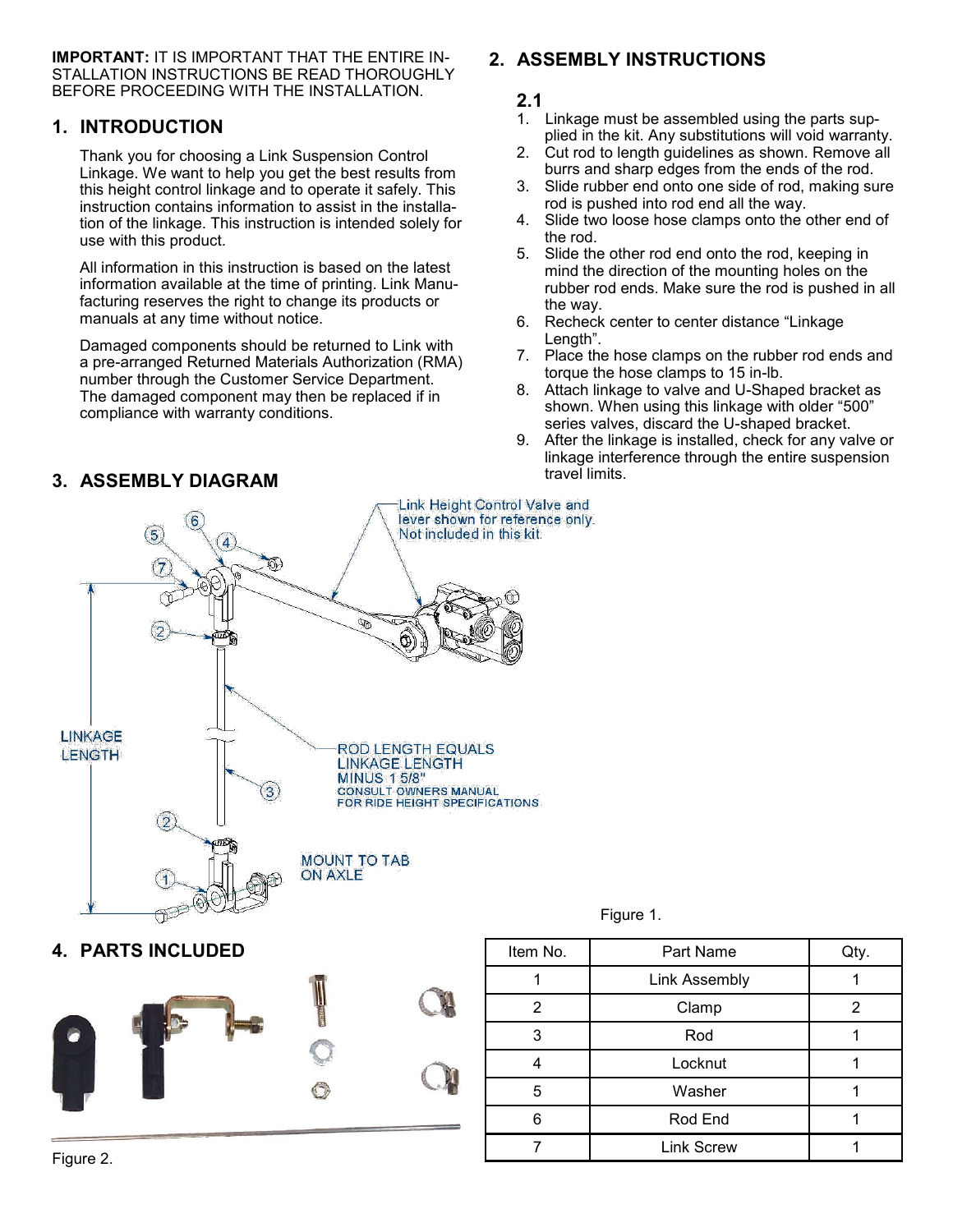**IMPORTANT:** IT IS IMPORTANT THAT THE ENTIRE INSTALLATION INSTRUCTIONS BE READ THOROUGHLY BEFORE PROCEEDING WITH THE INSTALLATION.

## 1. INTRODUCTION

Thank you for choosing a Link Suspension Control Linkage. We want to help you get the best results from this height control linkage and to operate it safely. This instruction contains information to assist in the installation of the linkage. This instruction is intended solely for use with this product.

All information in this instruction is based on the latest information available at the time of printing. Link Manufacturing reserves the right to change its products or manuals at any time without notice.

Damaged components should be returned to Link with a pre-arranged Returned Materials Authorization (RMA) number through the Customer Service Department. The damaged component may then be replaced if in compliance with warranty conditions.

## 2. ASSEMBLY INSTRUCTIONS

### 2.1

1. Linkage must be assembled using the parts supplied in the kit. Any substitutions will void warranty.
2. Cut rod to length guidelines as shown. Remove all burrs and sharp edges from the ends of the rod.
3. Slide rubber end onto one side of rod, making sure rod is pushed into rod end all the way.
4. Slide two loose hose clamps onto the other end of the rod.
5. Slide the other rod end onto the rod, keeping in mind the direction of the mounting holes on the rubber rod ends. Make sure the rod is pushed in all the way.
6. Recheck center to center distance "Linkage Length".
7. Place the hose clamps on the rubber rod ends and torque the hose clamps to 15 in-lb.
8. Attach linkage to valve and U-Shaped bracket as shown. When using this linkage with older "500" series valves, discard the U-shaped bracket.
9. After the linkage is installed, check for any valve or linkage interference through the entire suspension travel limits.

## 3. ASSEMBLY DIAGRAM

Link Height Control Valve and lever shown for reference only. Not included in this kit.

LINKAGE LENGTH

ROD LENGTH EQUALS LINKAGE LENGTH MINUS 1 5/8"
CONSULT OWNERS MANUAL FOR RIDE HEIGHT SPECIFICATIONS

MOUNT TO TAB ON AXLE

Figure 1.

## 4. PARTS INCLUDED

Figure 2.

| Item No. | Part Name | Qty. |
|---|---|---|
| 1 | Link Assembly | 1 |
| 2 | Clamp | 2 |
| 3 | Rod | 1 |
| 4 | Locknut | 1 |
| 5 | Washer | 1 |
| 6 | Rod End | 1 |
| 7 | Link Screw | 1 |